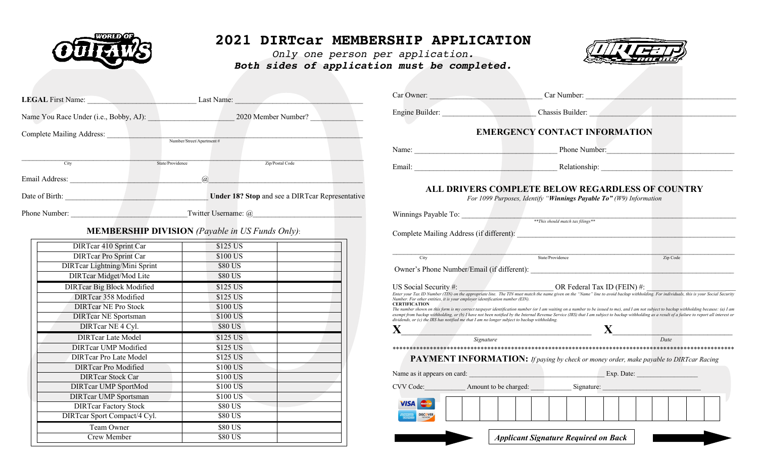# 2021 DIRTcar MEMBERSHIP APPLICATION

*Only one person per application.*

***Both sides of application must be completed.***

**LEGAL** First Name: ____________________________ Last Name: ________________________________

Name You Race Under (i.e., Bobby, AJ): ______________________ 2020 Member Number? ______________

Complete Mailing Address: ______________________________________________________________
Number/Street/Apartment #

_______________________________________________________________________________________
City State/Providence Zip/Postal Code

Email Address: ______________________________@______________________________________

Date of Birth: ___________________________________ **Under 18? Stop** and see a DIRTcar Representative

Phone Number: _____________________________ Twitter Username: @___________________________

## MEMBERSHIP DIVISION *(Payable in US Funds Only)*:

| Division | Fee | |
|---|---|---|
| DIRTcar 410 Sprint Car | $125 US | |
| DIRTcar Pro Sprint Car | $100 US | |
| DIRTcar Lightning/Mini Sprint | $80 US | |
| DIRTcar Midget/Mod Lite | $80 US | |
| DIRTcar Big Block Modified | $125 US | |
| DIRTcar 358 Modified | $125 US | |
| DIRTcar NE Pro Stock | $100 US | |
| DIRTcar NE Sportsman | $100 US | |
| DIRTcar NE 4 Cyl. | $80 US | |
| DIRTcar Late Model | $125 US | |
| DIRTcar UMP Modified | $125 US | |
| DIRTcar Pro Late Model | $125 US | |
| DIRTcar Pro Modified | $100 US | |
| DIRTcar Stock Car | $100 US | |
| DIRTcar UMP SportMod | $100 US | |
| DIRTcar UMP Sportsman | $100 US | |
| DIRTcar Factory Stock | $80 US | |
| DIRTcar Sport Compact/4 Cyl. | $80 US | |
| Team Owner | $80 US | |
| Crew Member | $80 US | |

Car Owner: ______________________________ Car Number: ________________________________________

Engine Builder: _________________________ Chassis Builder: ____________________________________

## EMERGENCY CONTACT INFORMATION

Name: _____________________________________ Phone Number: ________________________________

Email: _____________________________________ Relationship: ________________________________

## ALL DRIVERS COMPLETE BELOW REGARDLESS OF COUNTRY

*For 1099 Purposes, Identify "**Winnings Payable To**" (W9) Information*

Winnings Payable To: ____________________________________________________________________
*\*\*This should match tax filings\*\**

Complete Mailing Address (if different): ___________________________________________________

_______________________________________________________________________________________
City State/Providence Zip Code

Owner's Phone Number/Email (if different): _________________________________________________

US Social Security #: ___________________________ OR Federal Tax ID (FEIN) #: ________________________

*Enter your Tax ID Number (TIN) on the appropriate line. The TIN must match the name given on the "Name" line to avoid backup withholding. For individuals, this is your Social Security Number. For other entities, it is your employer identification number (EIN).*

**CERTIFICATION**

*The number shown on this form is my correct taxpayer identification number (or I am waiting on a number to be issued to me), and I am not subject to backup withholding because: (a) I am exempt from backup withholding, or (b) I have not been notified by the Internal Revenue Service (IRS) that I am subject to backup withholding as a result of a failure to report all interest or dividends, or (c) the IRS has notified me that I am no longer subject to backup withholding.*

**X**_______________________________________ **X**_______________________
*Signature* *Date*

\*\*\*\*\*\*\*\*\*\*\*\*\*\*\*\*\*\*\*\*\*\*\*\*\*\*\*\*\*\*\*\*\*\*\*\*\*\*\*\*\*\*\*\*\*\*\*\*\*\*\*\*\*\*\*\*\*\*\*\*\*\*\*\*\*\*\*\*\*\*\*\*\*\*\*\*\*\*\*\*\*\*\*\*\*\*\*\*\*\*\*\*\*\*\*\*\*\*

## PAYMENT INFORMATION: *If paying by check or money order, make payable to DIRTcar Racing*

Name as it appears on card: ____________________________________ Exp. Date: ________________

CVV Code: __________ Amount to be charged: __________ Signature: _________________________

***Applicant Signature Required on Back***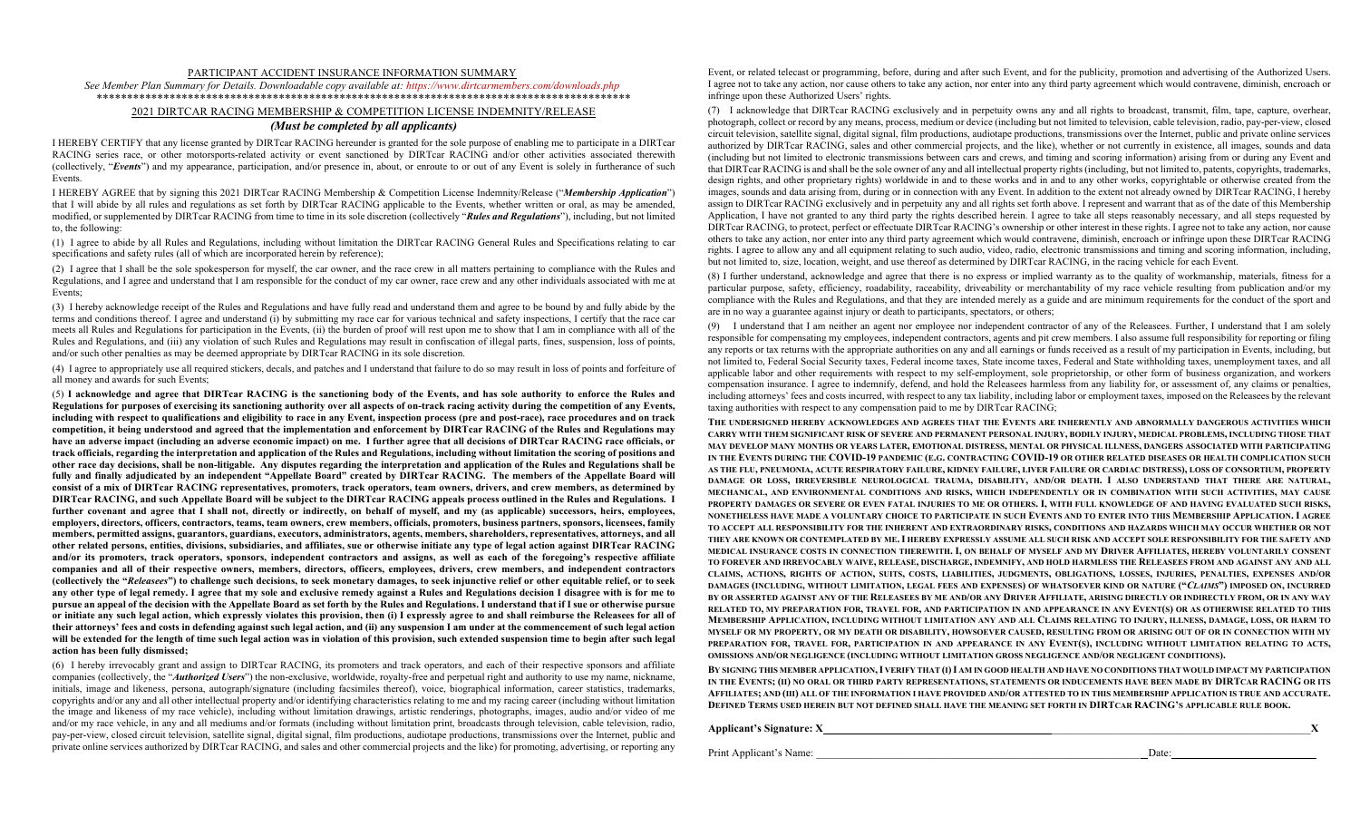PARTICIPANT ACCIDENT INSURANCE INFORMATION SUMMARY

*See Member Plan Summary for Details. Downloadable copy available at: https://www.dirtcarmembers.com/downloads.php*

\*\*\*\*\*\*\*\*\*\*\*\*\*\*\*\*\*\*\*\*\*\*\*\*\*\*\*\*\*\*\*\*\*\*\*\*\*\*\*\*\*\*\*\*\*\*\*\*\*\*\*\*\*\*\*\*\*\*\*\*\*\*\*\*\*\*\*\*\*\*\*\*\*\*\*\*\*\*\*\*\*\*\*\*\*\*\*\*\*\*\*

## 2021 DIRTCAR RACING MEMBERSHIP & COMPETITION LICENSE INDEMNITY/RELEASE

***(Must be completed by all applicants)***

I HEREBY CERTIFY that any license granted by DIRTcar RACING hereunder is granted for the sole purpose of enabling me to participate in a DIRTcar RACING series race, or other motorsports-related activity or event sanctioned by DIRTcar RACING and/or other activities associated therewith (collectively, "***Events***") and my appearance, participation, and/or presence in, about, or enroute to or out of any Event is solely in furtherance of such Events.

I HEREBY AGREE that by signing this 2021 DIRTcar RACING Membership & Competition License Indemnity/Release ("***Membership Application***") that I will abide by all rules and regulations as set forth by DIRTcar RACING applicable to the Events, whether written or oral, as may be amended, modified, or supplemented by DIRTcar RACING from time to time in its sole discretion (collectively "***Rules and Regulations***"), including, but not limited to, the following:

(1) I agree to abide by all Rules and Regulations, including without limitation the DIRTcar RACING General Rules and Specifications relating to car specifications and safety rules (all of which are incorporated herein by reference);

(2) I agree that I shall be the sole spokesperson for myself, the car owner, and the race crew in all matters pertaining to compliance with the Rules and Regulations, and I agree and understand that I am responsible for the conduct of my car owner, race crew and any other individuals associated with me at Events;

(3) I hereby acknowledge receipt of the Rules and Regulations and have fully read and understand them and agree to be bound by and fully abide by the terms and conditions thereof. I agree and understand (i) by submitting my race car for various technical and safety inspections, I certify that the race car meets all Rules and Regulations for participation in the Events, (ii) the burden of proof will rest upon me to show that I am in compliance with all of the Rules and Regulations, and (iii) any violation of such Rules and Regulations may result in confiscation of illegal parts, fines, suspension, loss of points, and/or such other penalties as may be deemed appropriate by DIRTcar RACING in its sole discretion.

(4) I agree to appropriately use all required stickers, decals, and patches and I understand that failure to do so may result in loss of points and forfeiture of all money and awards for such Events;

(5) **I acknowledge and agree that DIRTcar RACING is the sanctioning body of the Events, and has sole authority to enforce the Rules and Regulations for purposes of exercising its sanctioning authority over all aspects of on-track racing activity during the competition of any Events, including with respect to qualifications and eligibility to race in any Event, inspection process (pre and post-race), race procedures and on track competition, it being understood and agreed that the implementation and enforcement by DIRTcar RACING of the Rules and Regulations may have an adverse impact (including an adverse economic impact) on me. I further agree that all decisions of DIRTcar RACING race officials, or track officials, regarding the interpretation and application of the Rules and Regulations, including without limitation the scoring of positions and other race day decisions, shall be non-litigable. Any disputes regarding the interpretation and application of the Rules and Regulations shall be fully and finally adjudicated by an independent "Appellate Board" created by DIRTcar RACING. The members of the Appellate Board will consist of a mix of DIRTcar RACING representatives, promoters, track operators, team owners, drivers, and crew members, as determined by DIRTcar RACING, and such Appellate Board will be subject to the DIRTcar RACING appeals process outlined in the Rules and Regulations. I further covenant and agree that I shall not, directly or indirectly, on behalf of myself, and my (as applicable) successors, heirs, employees, employers, directors, officers, contractors, teams, team owners, crew members, officials, promoters, business partners, sponsors, licensees, family members, permitted assigns, guarantors, guardians, executors, administrators, agents, members, shareholders, representatives, attorneys, and all other related persons, entities, divisions, subsidiaries, and affiliates, sue or otherwise initiate any type of legal action against DIRTcar RACING and/or its promoters, track operators, sponsors, independent contractors and assigns, as well as each of the foregoing's respective affiliate companies and all of their respective owners, members, directors, officers, employees, drivers, crew members, and independent contractors (collectively the "*Releasees*") to challenge such decisions, to seek monetary damages, to seek injunctive relief or other equitable relief, or to seek any other type of legal remedy. I agree that my sole and exclusive remedy against a Rules and Regulations decision I disagree with is for me to pursue an appeal of the decision with the Appellate Board as set forth by the Rules and Regulations. I understand that if I sue or otherwise pursue or initiate any such legal action, which expressly violates this provision, then (i) I expressly agree to and shall reimburse the Releasees for all of their attorneys' fees and costs in defending against such legal action, and (ii) any suspension I am under at the commencement of such legal action will be extended for the length of time such legal action was in violation of this provision, such extended suspension time to begin after such legal action has been fully dismissed;**

(6) I hereby irrevocably grant and assign to DIRTcar RACING, its promoters and track operators, and each of their respective sponsors and affiliate companies (collectively, the "***Authorized Users***") the non-exclusive, worldwide, royalty-free and perpetual right and authority to use my name, nickname, initials, image and likeness, persona, autograph/signature (including facsimiles thereof), voice, biographical information, career statistics, trademarks, copyrights and/or any and all other intellectual property and/or identifying characteristics relating to me and my racing career (including without limitation the image and likeness of my race vehicle), including without limitation drawings, artistic renderings, photographs, images, audio and/or video of me and/or my race vehicle, in any and all mediums and/or formats (including without limitation print, broadcasts through television, cable television, radio, pay-per-view, closed circuit television, satellite signal, digital signal, film productions, audiotape productions, transmissions over the Internet, public and private online services authorized by DIRTcar RACING, and sales and other commercial projects and the like) for promoting, advertising, or reporting any Event, or related telecast or programming, before, during and after such Event, and for the publicity, promotion and advertising of the Authorized Users. I agree not to take any action, nor cause others to take any action, nor enter into any third party agreement which would contravene, diminish, encroach or infringe upon these Authorized Users' rights.

(7) I acknowledge that DIRTcar RACING exclusively and in perpetuity owns any and all rights to broadcast, transmit, film, tape, capture, overhear, photograph, collect or record by any means, process, medium or device (including but not limited to television, cable television, radio, pay-per-view, closed circuit television, satellite signal, digital signal, film productions, audiotape productions, transmissions over the Internet, public and private online services authorized by DIRTcar RACING, sales and other commercial projects, and the like), whether or not currently in existence, all images, sounds and data (including but not limited to electronic transmissions between cars and crews, and timing and scoring information) arising from or during any Event and that DIRTcar RACING is and shall be the sole owner of any and all intellectual property rights (including, but not limited to, patents, copyrights, trademarks, design rights, and other proprietary rights) worldwide in and to these works and in and to any other works, copyrightable or otherwise created from the images, sounds and data arising from, during or in connection with any Event. In addition to the extent not already owned by DIRTcar RACING, I hereby assign to DIRTcar RACING exclusively and in perpetuity any and all rights set forth above. I represent and warrant that as of the date of this Membership Application, I have not granted to any third party the rights described herein. I agree to take all steps reasonably necessary, and all steps requested by DIRTcar RACING, to protect, perfect or effectuate DIRTcar RACING's ownership or other interest in these rights. I agree not to take any action, nor cause others to take any action, nor enter into any third party agreement which would contravene, diminish, encroach or infringe upon these DIRTcar RACING rights. I agree to allow any and all equipment relating to such audio, video, radio, electronic transmissions and timing and scoring information, including, but not limited to, size, location, weight, and use thereof as determined by DIRTcar RACING, in the racing vehicle for each Event.

(8) I further understand, acknowledge and agree that there is no express or implied warranty as to the quality of workmanship, materials, fitness for a particular purpose, safety, efficiency, roadability, raceability, driveability or merchantability of my race vehicle resulting from publication and/or my compliance with the Rules and Regulations, and that they are intended merely as a guide and are minimum requirements for the conduct of the sport and are in no way a guarantee against injury or death to participants, spectators, or others;

(9) I understand that I am neither an agent nor employee nor independent contractor of any of the Releasees. Further, I understand that I am solely responsible for compensating my employees, independent contractors, agents and pit crew members. I also assume full responsibility for reporting or filing any reports or tax returns with the appropriate authorities on any and all earnings or funds received as a result of my participation in Events, including, but not limited to, Federal Social Security taxes, Federal income taxes, State income taxes, Federal and State withholding taxes, unemployment taxes, and all applicable labor and other requirements with respect to my self-employment, sole proprietorship, or other form of business organization, and workers compensation insurance. I agree to indemnify, defend, and hold the Releasees harmless from any liability for, or assessment of, any claims or penalties, including attorneys' fees and costs incurred, with respect to any tax liability, including labor or employment taxes, imposed on the Releasees by the relevant taxing authorities with respect to any compensation paid to me by DIRTcar RACING;

**THE UNDERSIGNED HEREBY ACKNOWLEDGES AND AGREES THAT THE EVENTS ARE INHERENTLY AND ABNORMALLY DANGEROUS ACTIVITIES WHICH CARRY WITH THEM SIGNIFICANT RISK OF SEVERE AND PERMANENT PERSONAL INJURY, BODILY INJURY, MEDICAL PROBLEMS, INCLUDING THOSE THAT MAY DEVELOP MANY MONTHS OR YEARS LATER, EMOTIONAL DISTRESS, MENTAL OR PHYSICAL ILLNESS, DANGERS ASSOCIATED WITH PARTICIPATING IN THE EVENTS DURING THE COVID-19 PANDEMIC (E.G. CONTRACTING COVID-19 OR OTHER RELATED DISEASES OR HEALTH COMPLICATION SUCH AS THE FLU, PNEUMONIA, ACUTE RESPIRATORY FAILURE, KIDNEY FAILURE, LIVER FAILURE OR CARDIAC DISTRESS), LOSS OF CONSORTIUM, PROPERTY DAMAGE OR LOSS, IRREVERSIBLE NEUROLOGICAL TRAUMA, DISABILITY, AND/OR DEATH. I ALSO UNDERSTAND THAT THERE ARE NATURAL, MECHANICAL, AND ENVIRONMENTAL CONDITIONS AND RISKS, WHICH INDEPENDENTLY OR IN COMBINATION WITH SUCH ACTIVITIES, MAY CAUSE PROPERTY DAMAGES OR SEVERE OR EVEN FATAL INJURIES TO ME OR OTHERS. I, WITH FULL KNOWLEDGE OF AND HAVING EVALUATED SUCH RISKS, NONETHELESS HAVE MADE A VOLUNTARY CHOICE TO PARTICIPATE IN SUCH EVENTS AND TO ENTER INTO THIS MEMBERSHIP APPLICATION. I AGREE TO ACCEPT ALL RESPONSIBILITY FOR THE INHERENT AND EXTRAORDINARY RISKS, CONDITIONS AND HAZARDS WHICH MAY OCCUR WHETHER OR NOT THEY ARE KNOWN OR CONTEMPLATED BY ME. I HEREBY EXPRESSLY ASSUME ALL SUCH RISK AND ACCEPT SOLE RESPONSIBILITY FOR THE SAFETY AND MEDICAL INSURANCE COSTS IN CONNECTION THEREWITH. I, ON BEHALF OF MYSELF AND MY DRIVER AFFILIATES, HEREBY VOLUNTARILY CONSENT TO FOREVER AND IRREVOCABLY WAIVE, RELEASE, DISCHARGE, INDEMNIFY, AND HOLD HARMLESS THE RELEASEES FROM AND AGAINST ANY AND ALL CLAIMS, ACTIONS, RIGHTS OF ACTION, SUITS, COSTS, LIABILITIES, JUDGMENTS, OBLIGATIONS, LOSSES, INJURIES, PENALTIES, EXPENSES AND/OR DAMAGES (INCLUDING, WITHOUT LIMITATION, LEGAL FEES AND EXPENSES) OF WHATSOEVER KIND OR NATURE ("*CLAIMS*") IMPOSED ON, INCURRED BY OR ASSERTED AGAINST ANY OF THE RELEASEES BY ME AND/OR ANY DRIVER AFFILIATE, ARISING DIRECTLY OR INDIRECTLY FROM, OR IN ANY WAY RELATED TO, MY PREPARATION FOR, TRAVEL FOR, AND PARTICIPATION IN AND APPEARANCE IN ANY EVENT(S) OR AS OTHERWISE RELATED TO THIS MEMBERSHIP APPLICATION, INCLUDING WITHOUT LIMITATION ANY AND ALL CLAIMS RELATING TO INJURY, ILLNESS, DAMAGE, LOSS, OR HARM TO MYSELF OR MY PROPERTY, OR MY DEATH OR DISABILITY, HOWSOEVER CAUSED, RESULTING FROM OR ARISING OUT OF OR IN CONNECTION WITH MY PREPARATION FOR, TRAVEL FOR, PARTICIPATION IN AND APPEARANCE IN ANY EVENT(S), INCLUDING WITHOUT LIMITATION RELATING TO ACTS, OMISSIONS AND/OR NEGLIGENCE (INCLUDING WITHOUT LIMITATION GROSS NEGLIGENCE AND/OR NEGLIGENT CONDITIONS).**

**BY SIGNING THIS MEMBER APPLICATION, I VERIFY THAT (I) I AM IN GOOD HEALTH AND HAVE NO CONDITIONS THAT WOULD IMPACT MY PARTICIPATION IN THE EVENTS; (II) NO ORAL OR THIRD PARTY REPRESENTATIONS, STATEMENTS OR INDUCEMENTS HAVE BEEN MADE BY DIRTCAR RACING OR ITS AFFILIATES; AND (III) ALL OF THE INFORMATION I HAVE PROVIDED AND/OR ATTESTED TO IN THIS MEMBERSHIP APPLICATION IS TRUE AND ACCURATE. DEFINED TERMS USED HEREIN BUT NOT DEFINED SHALL HAVE THE MEANING SET FORTH IN DIRTCAR RACING'S APPLICABLE RULE BOOK.**

**Applicant's Signature: X**\_\_\_\_\_\_\_\_\_\_\_\_\_\_\_\_\_\_\_\_\_\_\_\_\_\_\_\_\_\_\_\_\_\_\_\_\_\_\_\_\_\_\_\_\_\_\_\_\_\_**X**

Print Applicant's Name: \_\_\_\_\_\_\_\_\_\_\_\_\_\_\_\_\_\_\_\_\_\_\_\_\_\_\_\_\_\_\_\_\_\_\_\_\_\_\_\_ Date:\_\_\_\_\_\_\_\_\_\_\_\_\_\_\_\_\_\_